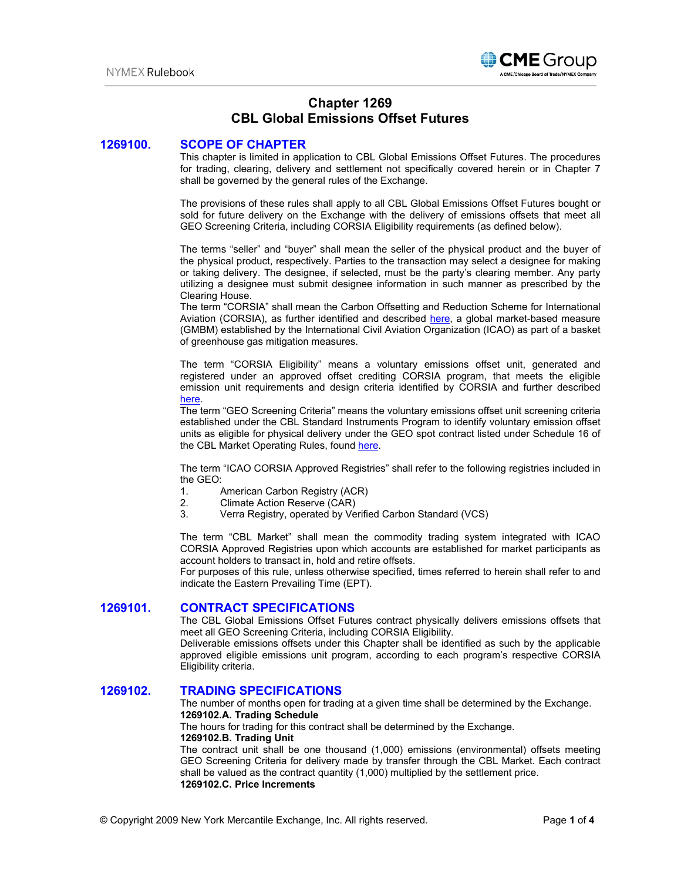# Chapter 1269
# CBL Global Emissions Offset Futures

## 1269100. SCOPE OF CHAPTER

This chapter is limited in application to CBL Global Emissions Offset Futures. The procedures for trading, clearing, delivery and settlement not specifically covered herein or in Chapter 7 shall be governed by the general rules of the Exchange.

The provisions of these rules shall apply to all CBL Global Emissions Offset Futures bought or sold for future delivery on the Exchange with the delivery of emissions offsets that meet all GEO Screening Criteria, including CORSIA Eligibility requirements (as defined below).

The terms "seller" and "buyer" shall mean the seller of the physical product and the buyer of the physical product, respectively. Parties to the transaction may select a designee for making or taking delivery. The designee, if selected, must be the party's clearing member. Any party utilizing a designee must submit designee information in such manner as prescribed by the Clearing House.

The term "CORSIA" shall mean the Carbon Offsetting and Reduction Scheme for International Aviation (CORSIA), as further identified and described here, a global market-based measure (GMBM) established by the International Civil Aviation Organization (ICAO) as part of a basket of greenhouse gas mitigation measures.

The term "CORSIA Eligibility" means a voluntary emissions offset unit, generated and registered under an approved offset crediting CORSIA program, that meets the eligible emission unit requirements and design criteria identified by CORSIA and further described here.

The term "GEO Screening Criteria" means the voluntary emissions offset unit screening criteria established under the CBL Standard Instruments Program to identify voluntary emission offset units as eligible for physical delivery under the GEO spot contract listed under Schedule 16 of the CBL Market Operating Rules, found here.

The term "ICAO CORSIA Approved Registries" shall refer to the following registries included in the GEO:

1. American Carbon Registry (ACR)
2. Climate Action Reserve (CAR)
3. Verra Registry, operated by Verified Carbon Standard (VCS)

The term "CBL Market" shall mean the commodity trading system integrated with ICAO CORSIA Approved Registries upon which accounts are established for market participants as account holders to transact in, hold and retire offsets.

For purposes of this rule, unless otherwise specified, times referred to herein shall refer to and indicate the Eastern Prevailing Time (EPT).

## 1269101. CONTRACT SPECIFICATIONS

The CBL Global Emissions Offset Futures contract physically delivers emissions offsets that meet all GEO Screening Criteria, including CORSIA Eligibility.

Deliverable emissions offsets under this Chapter shall be identified as such by the applicable approved eligible emissions unit program, according to each program's respective CORSIA Eligibility criteria.

## 1269102. TRADING SPECIFICATIONS

The number of months open for trading at a given time shall be determined by the Exchange.

**1269102.A. Trading Schedule**

The hours for trading for this contract shall be determined by the Exchange.

**1269102.B. Trading Unit**

The contract unit shall be one thousand (1,000) emissions (environmental) offsets meeting GEO Screening Criteria for delivery made by transfer through the CBL Market. Each contract shall be valued as the contract quantity (1,000) multiplied by the settlement price.

**1269102.C. Price Increments**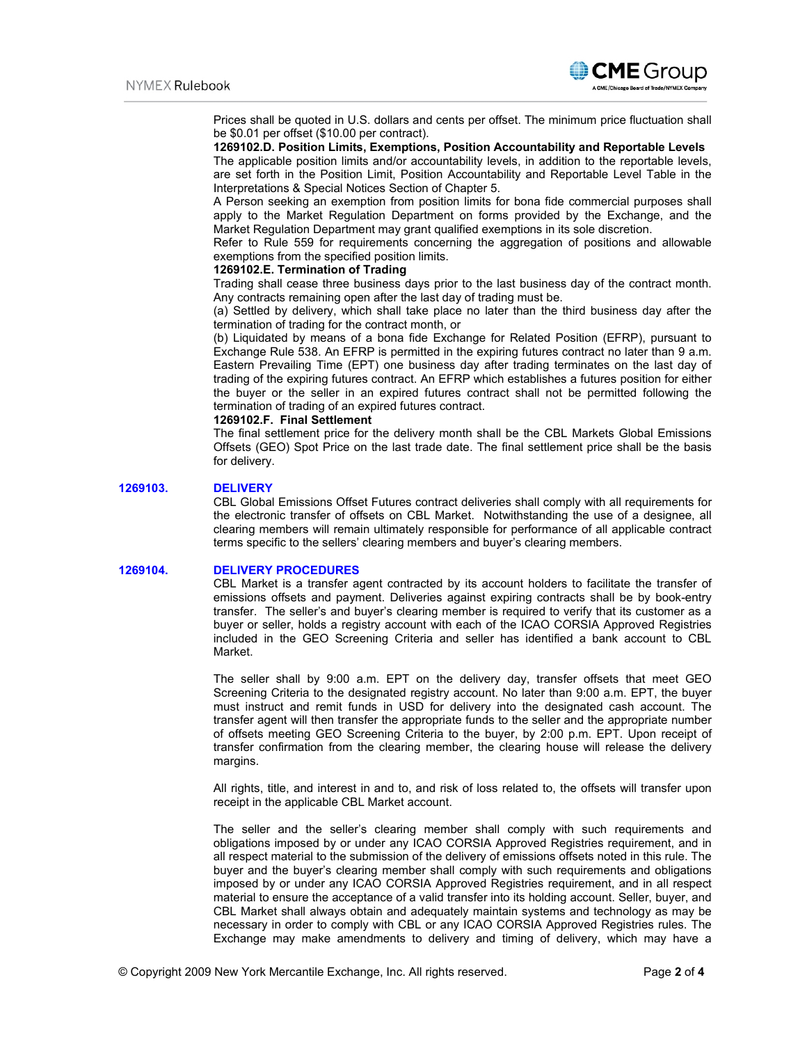Prices shall be quoted in U.S. dollars and cents per offset. The minimum price fluctuation shall be $0.01 per offset ($10.00 per contract).

**1269102.D. Position Limits, Exemptions, Position Accountability and Reportable Levels**

The applicable position limits and/or accountability levels, in addition to the reportable levels, are set forth in the Position Limit, Position Accountability and Reportable Level Table in the Interpretations & Special Notices Section of Chapter 5.

A Person seeking an exemption from position limits for bona fide commercial purposes shall apply to the Market Regulation Department on forms provided by the Exchange, and the Market Regulation Department may grant qualified exemptions in its sole discretion.

Refer to Rule 559 for requirements concerning the aggregation of positions and allowable exemptions from the specified position limits.

**1269102.E. Termination of Trading**

Trading shall cease three business days prior to the last business day of the contract month. Any contracts remaining open after the last day of trading must be.

(a) Settled by delivery, which shall take place no later than the third business day after the termination of trading for the contract month, or

(b) Liquidated by means of a bona fide Exchange for Related Position (EFRP), pursuant to Exchange Rule 538. An EFRP is permitted in the expiring futures contract no later than 9 a.m. Eastern Prevailing Time (EPT) one business day after trading terminates on the last day of trading of the expiring futures contract. An EFRP which establishes a futures position for either the buyer or the seller in an expired futures contract shall not be permitted following the termination of trading of an expired futures contract.

**1269102.F. Final Settlement**

The final settlement price for the delivery month shall be the CBL Markets Global Emissions Offsets (GEO) Spot Price on the last trade date. The final settlement price shall be the basis for delivery.

## 1269103. DELIVERY

CBL Global Emissions Offset Futures contract deliveries shall comply with all requirements for the electronic transfer of offsets on CBL Market. Notwithstanding the use of a designee, all clearing members will remain ultimately responsible for performance of all applicable contract terms specific to the sellers' clearing members and buyer's clearing members.

## 1269104. DELIVERY PROCEDURES

CBL Market is a transfer agent contracted by its account holders to facilitate the transfer of emissions offsets and payment. Deliveries against expiring contracts shall be by book-entry transfer. The seller's and buyer's clearing member is required to verify that its customer as a buyer or seller, holds a registry account with each of the ICAO CORSIA Approved Registries included in the GEO Screening Criteria and seller has identified a bank account to CBL Market.

The seller shall by 9:00 a.m. EPT on the delivery day, transfer offsets that meet GEO Screening Criteria to the designated registry account. No later than 9:00 a.m. EPT, the buyer must instruct and remit funds in USD for delivery into the designated cash account. The transfer agent will then transfer the appropriate funds to the seller and the appropriate number of offsets meeting GEO Screening Criteria to the buyer, by 2:00 p.m. EPT. Upon receipt of transfer confirmation from the clearing member, the clearing house will release the delivery margins.

All rights, title, and interest in and to, and risk of loss related to, the offsets will transfer upon receipt in the applicable CBL Market account.

The seller and the seller's clearing member shall comply with such requirements and obligations imposed by or under any ICAO CORSIA Approved Registries requirement, and in all respect material to the submission of the delivery of emissions offsets noted in this rule. The buyer and the buyer's clearing member shall comply with such requirements and obligations imposed by or under any ICAO CORSIA Approved Registries requirement, and in all respect material to ensure the acceptance of a valid transfer into its holding account. Seller, buyer, and CBL Market shall always obtain and adequately maintain systems and technology as may be necessary in order to comply with CBL or any ICAO CORSIA Approved Registries rules. The Exchange may make amendments to delivery and timing of delivery, which may have a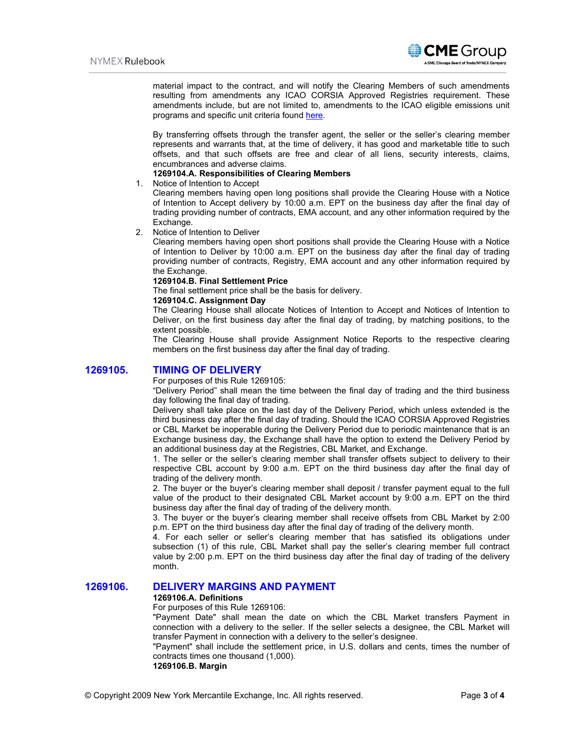material impact to the contract, and will notify the Clearing Members of such amendments resulting from amendments any ICAO CORSIA Approved Registries requirement. These amendments include, but are not limited to, amendments to the ICAO eligible emissions unit programs and specific unit criteria found here.

By transferring offsets through the transfer agent, the seller or the seller's clearing member represents and warrants that, at the time of delivery, it has good and marketable title to such offsets, and that such offsets are free and clear of all liens, security interests, claims, encumbrances and adverse claims.

**1269104.A. Responsibilities of Clearing Members**

1. Notice of Intention to Accept
   Clearing members having open long positions shall provide the Clearing House with a Notice of Intention to Accept delivery by 10:00 a.m. EPT on the business day after the final day of trading providing number of contracts, EMA account, and any other information required by the Exchange.
2. Notice of Intention to Deliver
   Clearing members having open short positions shall provide the Clearing House with a Notice of Intention to Deliver by 10:00 a.m. EPT on the business day after the final day of trading providing number of contracts, Registry, EMA account and any other information required by the Exchange.

**1269104.B. Final Settlement Price**

The final settlement price shall be the basis for delivery.

**1269104.C. Assignment Day**

The Clearing House shall allocate Notices of Intention to Accept and Notices of Intention to Deliver, on the first business day after the final day of trading, by matching positions, to the extent possible.

The Clearing House shall provide Assignment Notice Reports to the respective clearing members on the first business day after the final day of trading.

## 1269105. TIMING OF DELIVERY

For purposes of this Rule 1269105:

"Delivery Period" shall mean the time between the final day of trading and the third business day following the final day of trading.

Delivery shall take place on the last day of the Delivery Period, which unless extended is the third business day after the final day of trading. Should the ICAO CORSIA Approved Registries or CBL Market be inoperable during the Delivery Period due to periodic maintenance that is an Exchange business day, the Exchange shall have the option to extend the Delivery Period by an additional business day at the Registries, CBL Market, and Exchange.

1. The seller or the seller's clearing member shall transfer offsets subject to delivery to their respective CBL account by 9:00 a.m. EPT on the third business day after the final day of trading of the delivery month.
2. The buyer or the buyer's clearing member shall deposit / transfer payment equal to the full value of the product to their designated CBL Market account by 9:00 a.m. EPT on the third business day after the final day of trading of the delivery month.
3. The buyer or the buyer's clearing member shall receive offsets from CBL Market by 2:00 p.m. EPT on the third business day after the final day of trading of the delivery month.
4. For each seller or seller's clearing member that has satisfied its obligations under subsection (1) of this rule, CBL Market shall pay the seller's clearing member full contract value by 2:00 p.m. EPT on the third business day after the final day of trading of the delivery month.

## 1269106. DELIVERY MARGINS AND PAYMENT

**1269106.A. Definitions**

For purposes of this Rule 1269106:

"Payment Date" shall mean the date on which the CBL Market transfers Payment in connection with a delivery to the seller. If the seller selects a designee, the CBL Market will transfer Payment in connection with a delivery to the seller's designee.

"Payment" shall include the settlement price, in U.S. dollars and cents, times the number of contracts times one thousand (1,000).

**1269106.B. Margin**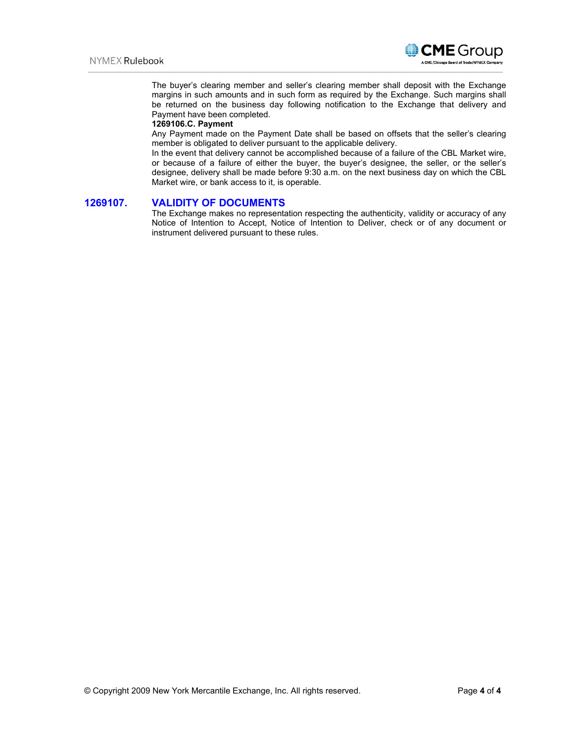The buyer's clearing member and seller's clearing member shall deposit with the Exchange margins in such amounts and in such form as required by the Exchange. Such margins shall be returned on the business day following notification to the Exchange that delivery and Payment have been completed.

**1269106.C. Payment**

Any Payment made on the Payment Date shall be based on offsets that the seller's clearing member is obligated to deliver pursuant to the applicable delivery.

In the event that delivery cannot be accomplished because of a failure of the CBL Market wire, or because of a failure of either the buyer, the buyer's designee, the seller, or the seller's designee, delivery shall be made before 9:30 a.m. on the next business day on which the CBL Market wire, or bank access to it, is operable.

## 1269107. VALIDITY OF DOCUMENTS

The Exchange makes no representation respecting the authenticity, validity or accuracy of any Notice of Intention to Accept, Notice of Intention to Deliver, check or of any document or instrument delivered pursuant to these rules.